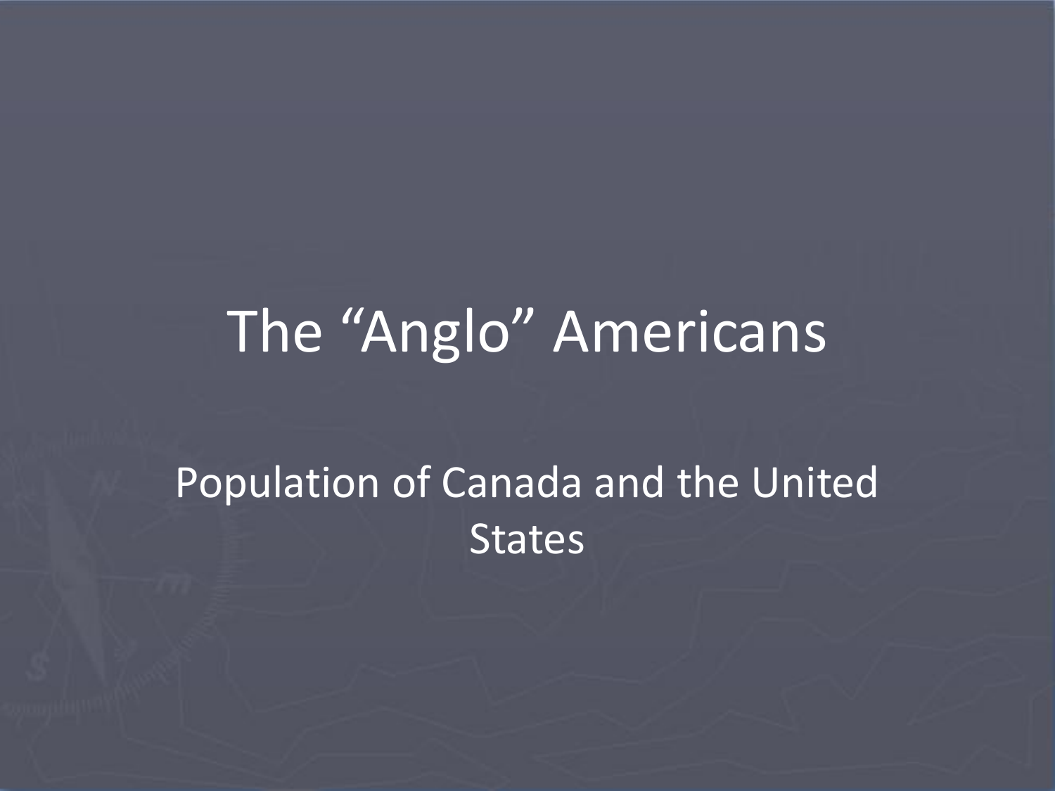# The “Anglo” Americans

Population of Canada and the United States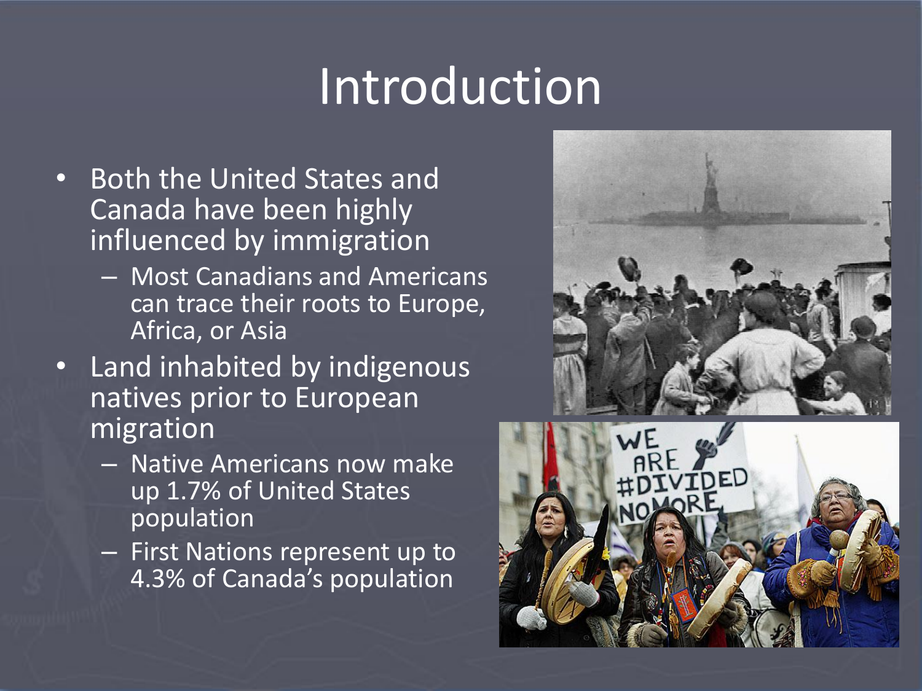# Introduction

- Both the United States and Canada have been highly influenced by immigration
  - Most Canadians and Americans can trace their roots to Europe, Africa, or Asia
- Land inhabited by indigenous natives prior to European migration
  - Native Americans now make up 1.7% of United States population
  - First Nations represent up to 4.3% of Canada's population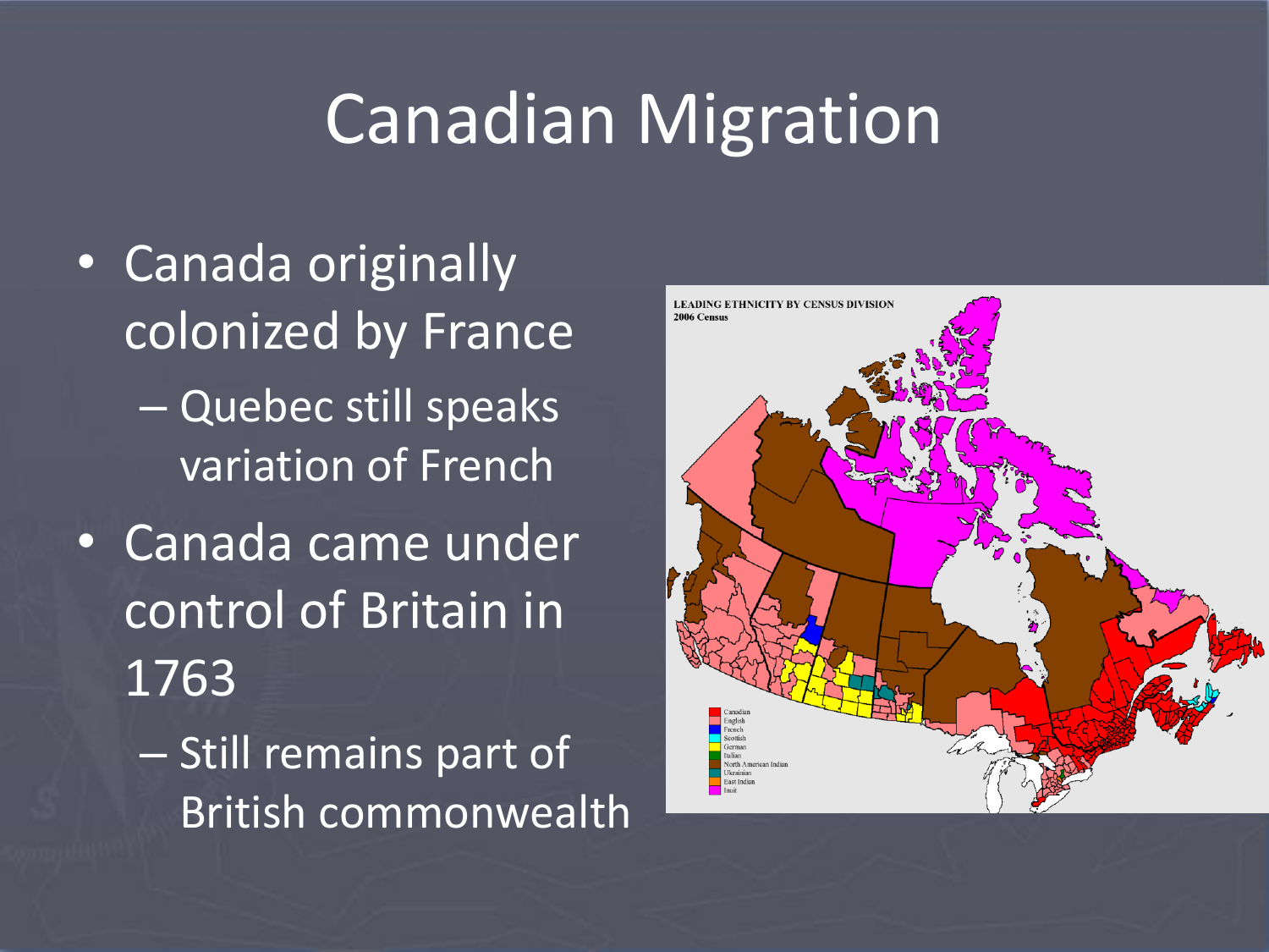# Canadian Migration

- Canada originally colonized by France
  - Quebec still speaks variation of French
- Canada came under control of Britain in 1763
  - Still remains part of British commonwealth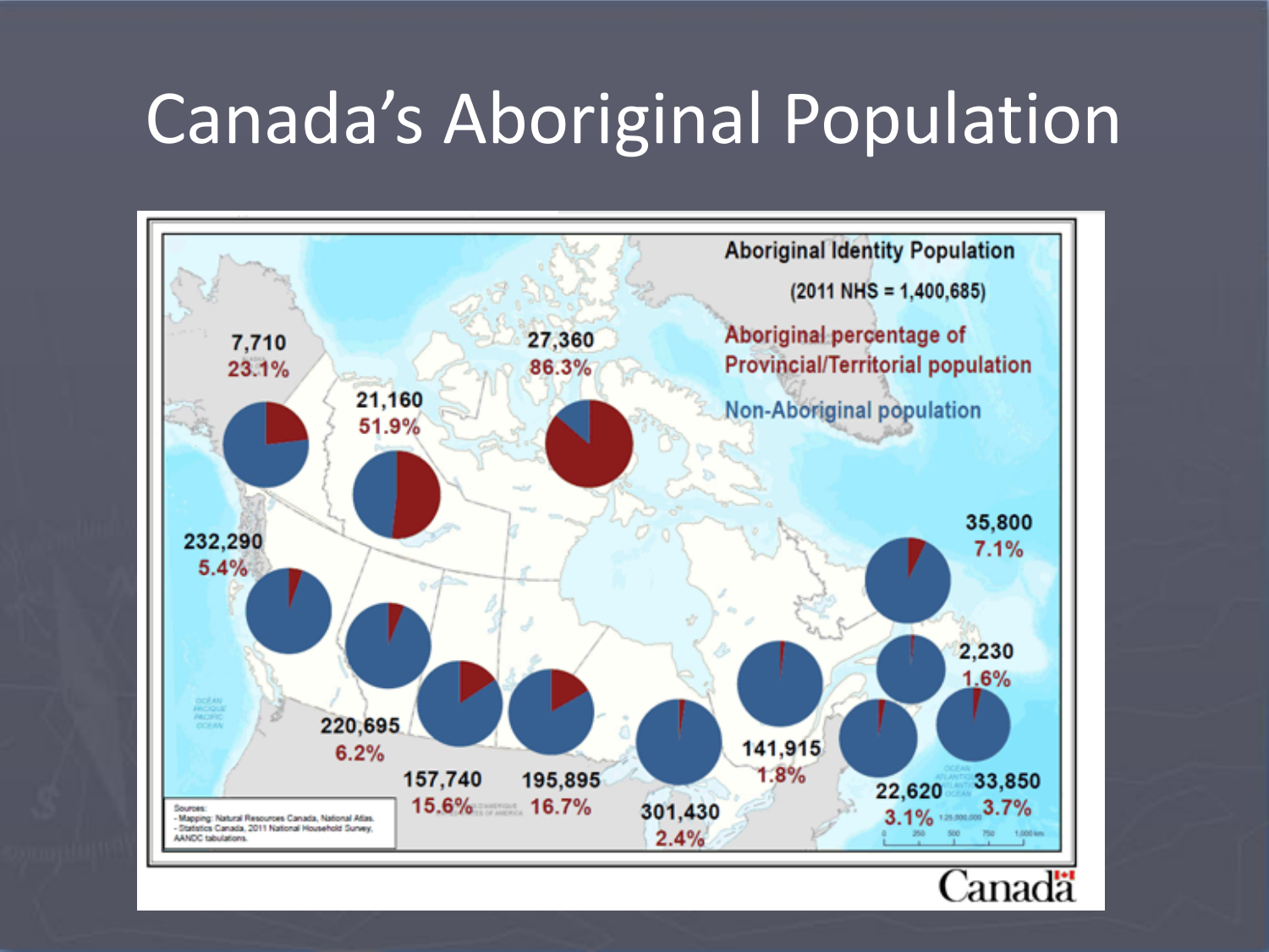# Canada's Aboriginal Population

Aboriginal Identity Population

(2011 NHS = 1,400,685)

Aboriginal percentage of Provincial/Territorial population

Non-Aboriginal population

| Population | Aboriginal percentage |
| --- | --- |
| 7,710 | 23.1% |
| 21,160 | 51.9% |
| 27,360 | 86.3% |
| 232,290 | 5.4% |
| 220,695 | 6.2% |
| 157,740 | 15.6% |
| 195,895 | 16.7% |
| 301,430 | 2.4% |
| 141,915 | 1.8% |
| 35,800 | 7.1% |
| 2,230 | 1.6% |
| 22,620 | 3.1% |
| 33,850 | 3.7% |

Sources:
- Mapping: Natural Resources Canada, National Atlas.
- Statistics Canada, 2011 National Household Survey, AANDC tabulations.

Canada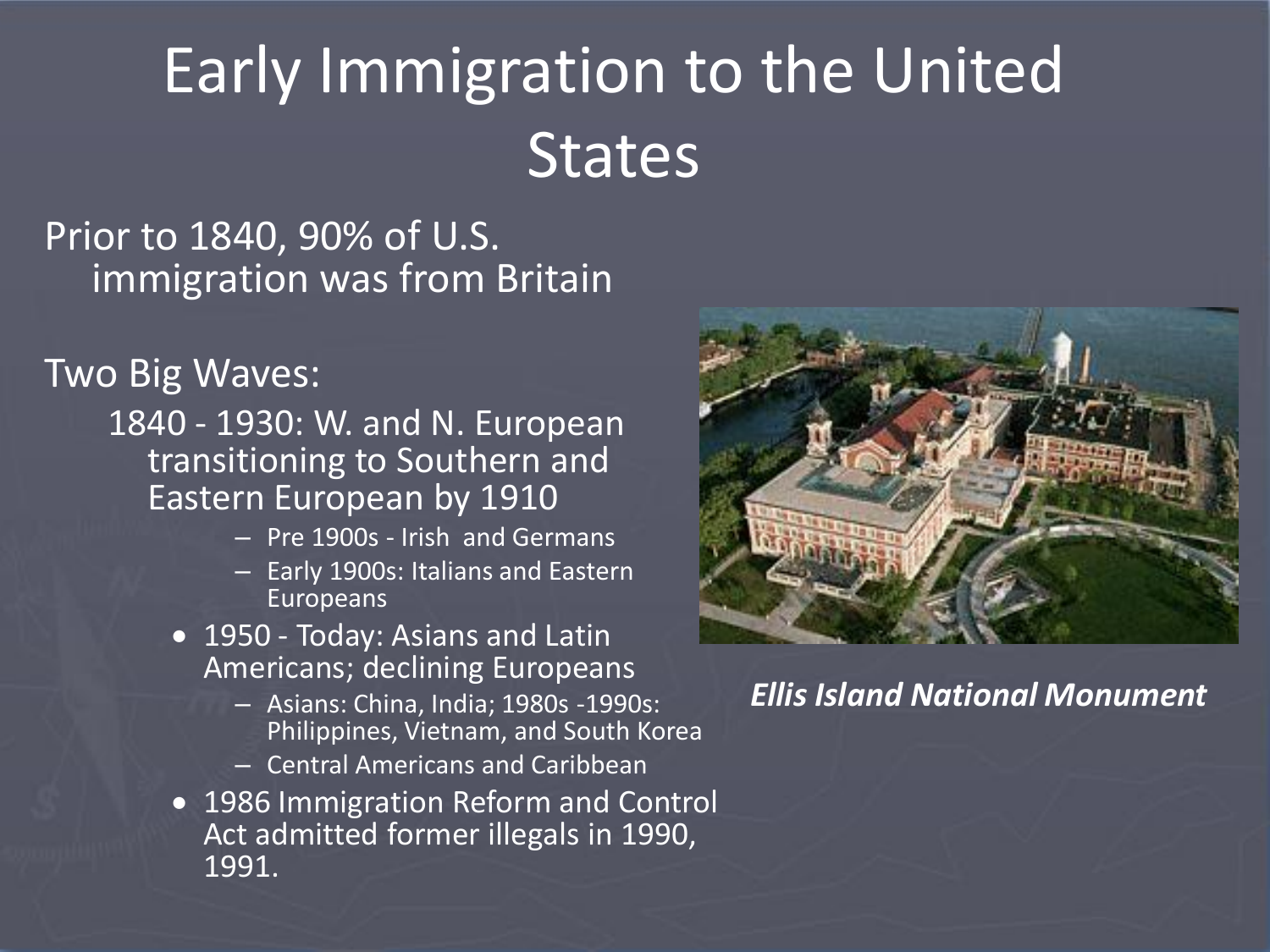# Early Immigration to the United States

Prior to 1840, 90% of U.S. immigration was from Britain

Two Big Waves:

- 1840 - 1930: W. and N. European transitioning to Southern and Eastern European by 1910
  - Pre 1900s - Irish and Germans
  - Early 1900s: Italians and Eastern Europeans
- 1950 - Today: Asians and Latin Americans; declining Europeans
  - Asians: China, India; 1980s -1990s: Philippines, Vietnam, and South Korea
  - Central Americans and Caribbean
- 1986 Immigration Reform and Control Act admitted former illegals in 1990, 1991.

***Ellis Island National Monument***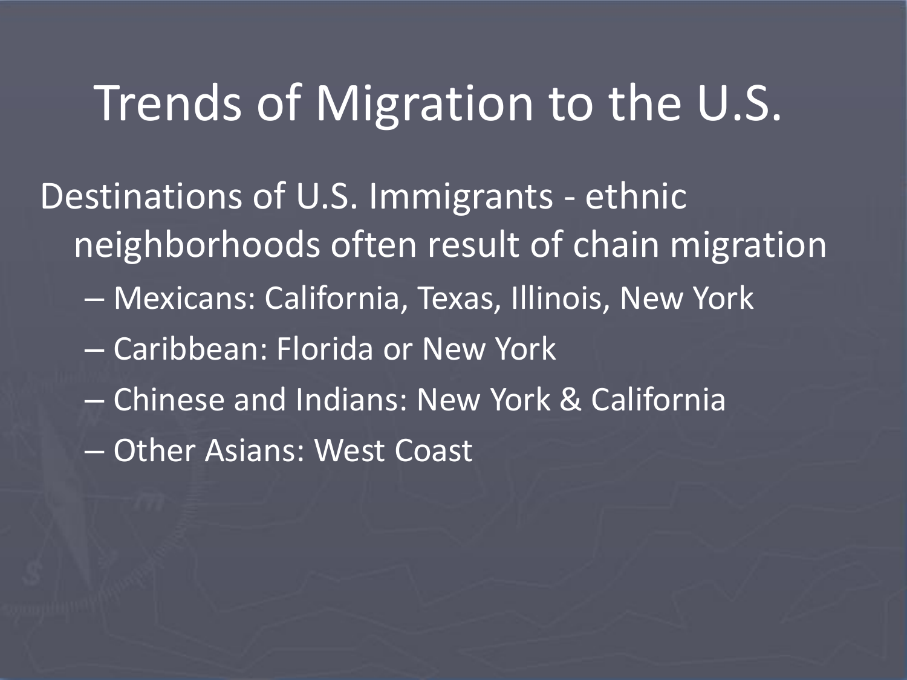# Trends of Migration to the U.S.

Destinations of U.S. Immigrants - ethnic neighborhoods often result of chain migration

- Mexicans: California, Texas, Illinois, New York
- Caribbean: Florida or New York
- Chinese and Indians: New York & California
- Other Asians: West Coast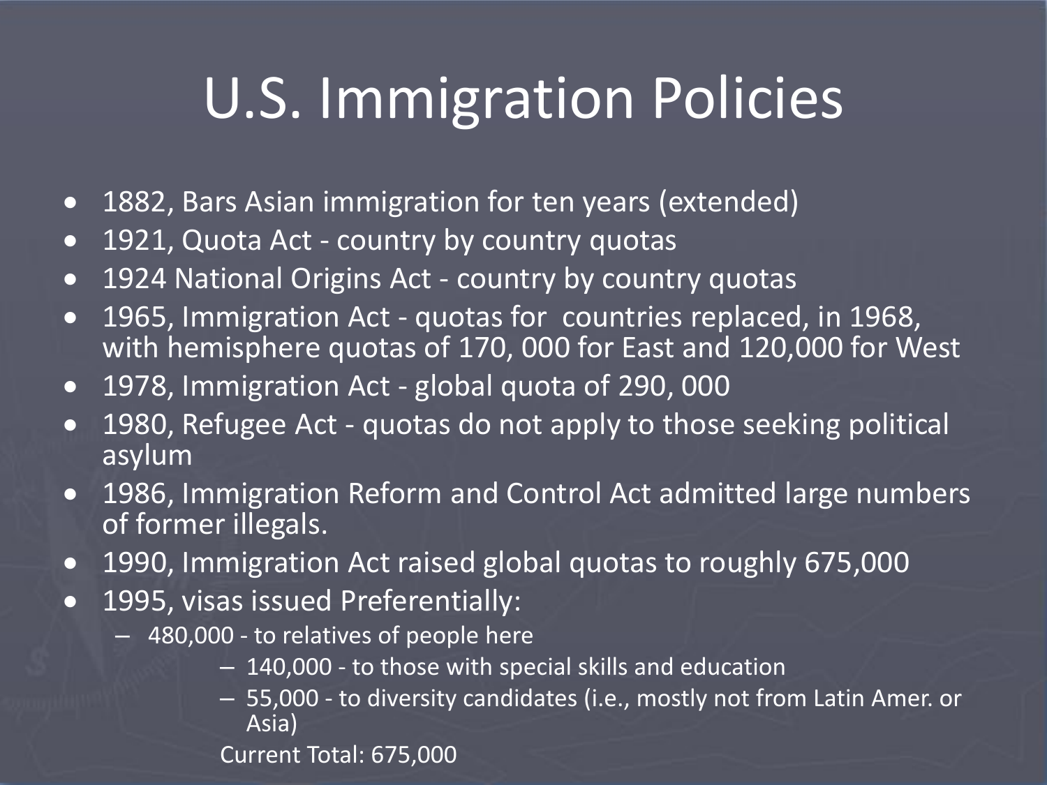# U.S. Immigration Policies

- 1882, Bars Asian immigration for ten years (extended)
- 1921, Quota Act - country by country quotas
- 1924 National Origins Act - country by country quotas
- 1965, Immigration Act - quotas for countries replaced, in 1968, with hemisphere quotas of 170, 000 for East and 120,000 for West
- 1978, Immigration Act - global quota of 290, 000
- 1980, Refugee Act - quotas do not apply to those seeking political asylum
- 1986, Immigration Reform and Control Act admitted large numbers of former illegals.
- 1990, Immigration Act raised global quotas to roughly 675,000
- 1995, visas issued Preferentially:
  - 480,000 - to relatives of people here
    - 140,000 - to those with special skills and education
    - 55,000 - to diversity candidates (i.e., mostly not from Latin Amer. or Asia)

    Current Total: 675,000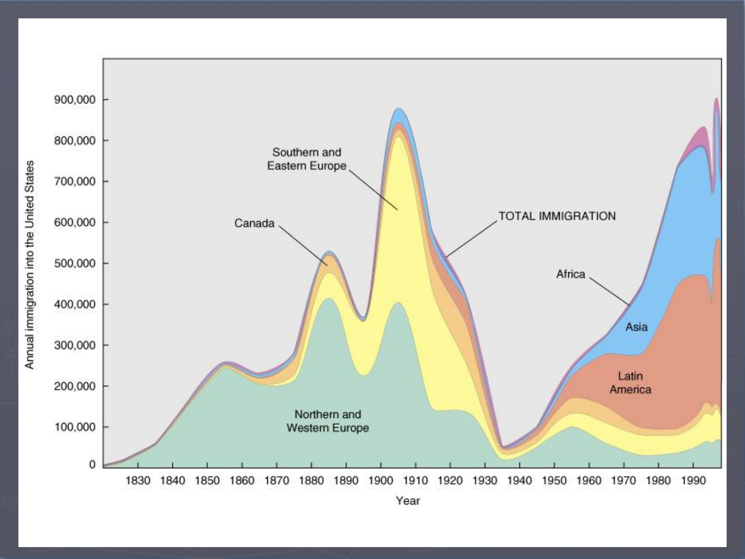Annual immigration into the United States

900,000
800,000
700,000
600,000
500,000
400,000
300,000
200,000
100,000
0

1830 1840 1850 1860 1870 1880 1890 1900 1910 1920 1930 1940 1950 1960 1970 1980 1990

Year

Southern and Eastern Europe

Canada

TOTAL IMMIGRATION

Africa

Asia

Latin America

Northern and Western Europe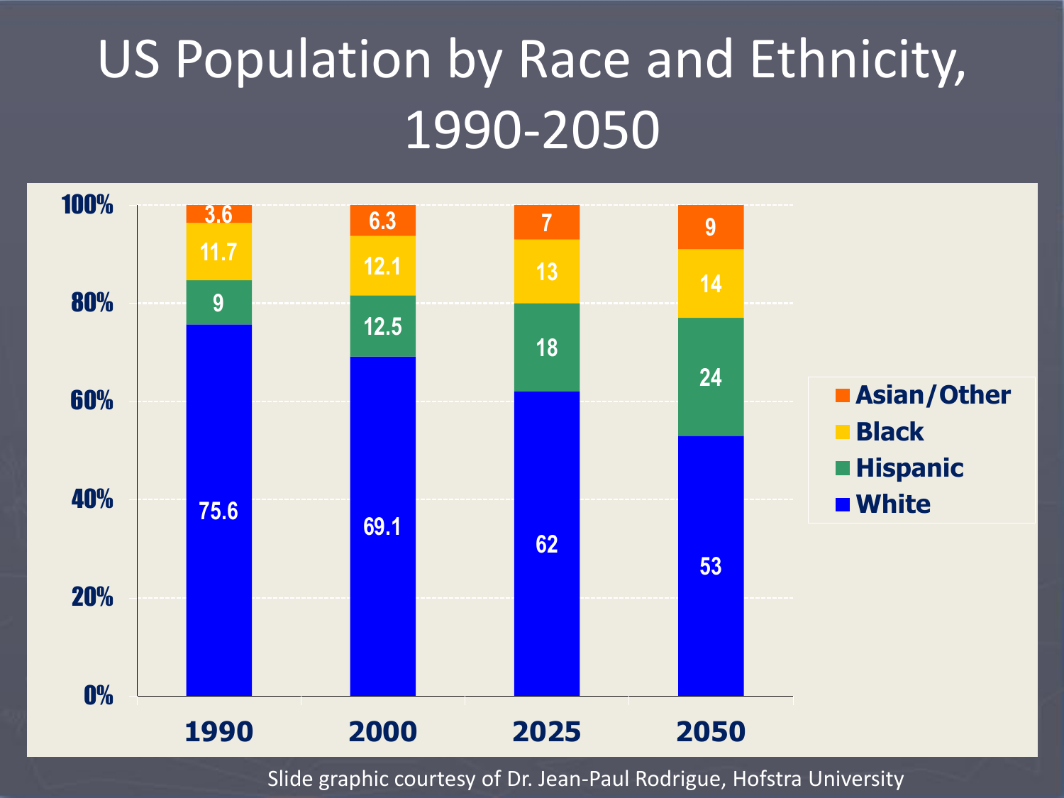# US Population by Race and Ethnicity, 1990-2050

| | 1990 | 2000 | 2025 | 2050 |
|---|---|---|---|---|
| Asian/Other | 3.6 | 6.3 | 7 | 9 |
| Black | 11.7 | 12.1 | 13 | 14 |
| Hispanic | 9 | 12.5 | 18 | 24 |
| White | 75.6 | 69.1 | 62 | 53 |

Slide graphic courtesy of Dr. Jean-Paul Rodrigue, Hofstra University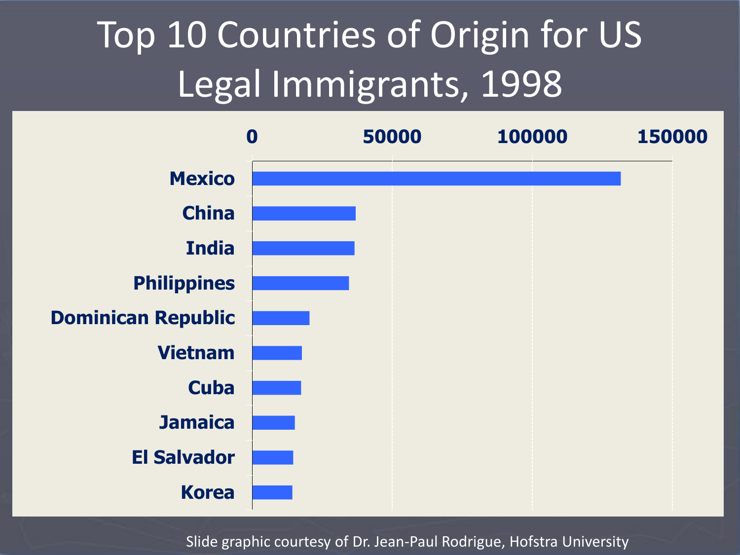# Top 10 Countries of Origin for US Legal Immigrants, 1998

0 | 50000 | 100000 | 150000

Mexico

China

India

Philippines

Dominican Republic

Vietnam

Cuba

Jamaica

El Salvador

Korea

Slide graphic courtesy of Dr. Jean-Paul Rodrigue, Hofstra University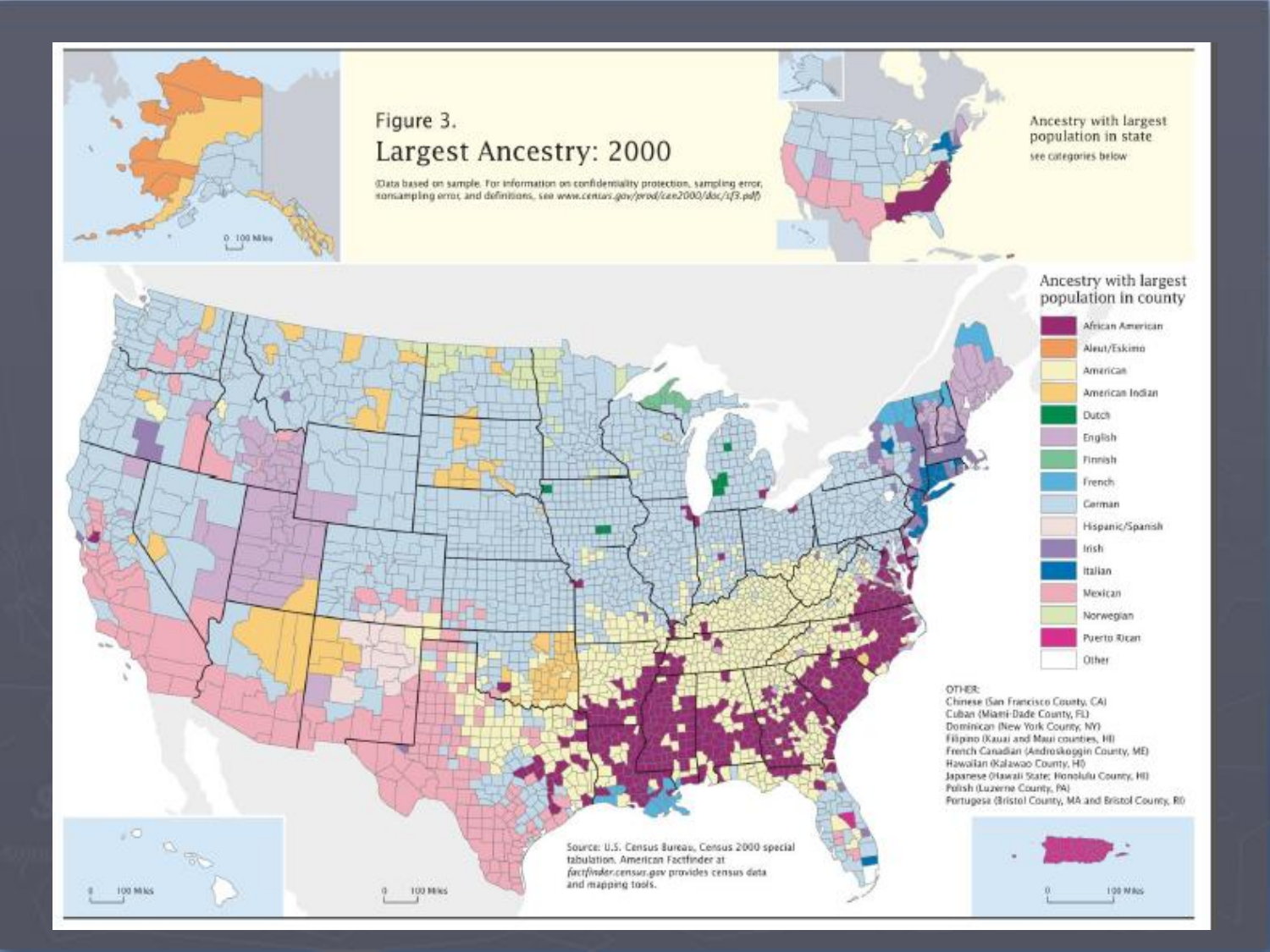Figure 3.

# Largest Ancestry: 2000

(Data based on sample. For information on confidentiality protection, sampling error, nonsampling error, and definitions, see www.census.gov/prod/cen2000/doc/sf3.pdf)

Ancestry with largest population in state

see categories below

Ancestry with largest population in county

African American

Aleut/Eskimo

American

American Indian

Dutch

English

Finnish

French

German

Hispanic/Spanish

Irish

Italian

Mexican

Norwegian

Puerto Rican

Other

OTHER:
Chinese (San Francisco County, CA)
Cuban (Miami-Dade County, FL)
Dominican (New York County, NY)
Filipino (Kauai and Maui counties, HI)
French Canadian (Androskoggin County, ME)
Hawaiian (Kalawao County, HI)
Japanese (Hawaii State; Honolulu County, HI)
Polish (Luzerne County, PA)
Portugese (Bristol County, MA and Bristol County, RI)

0 100 Miles

Source: U.S. Census Bureau, Census 2000 special tabulation. American Factfinder at factfinder.census.gov provides census data and mapping tools.